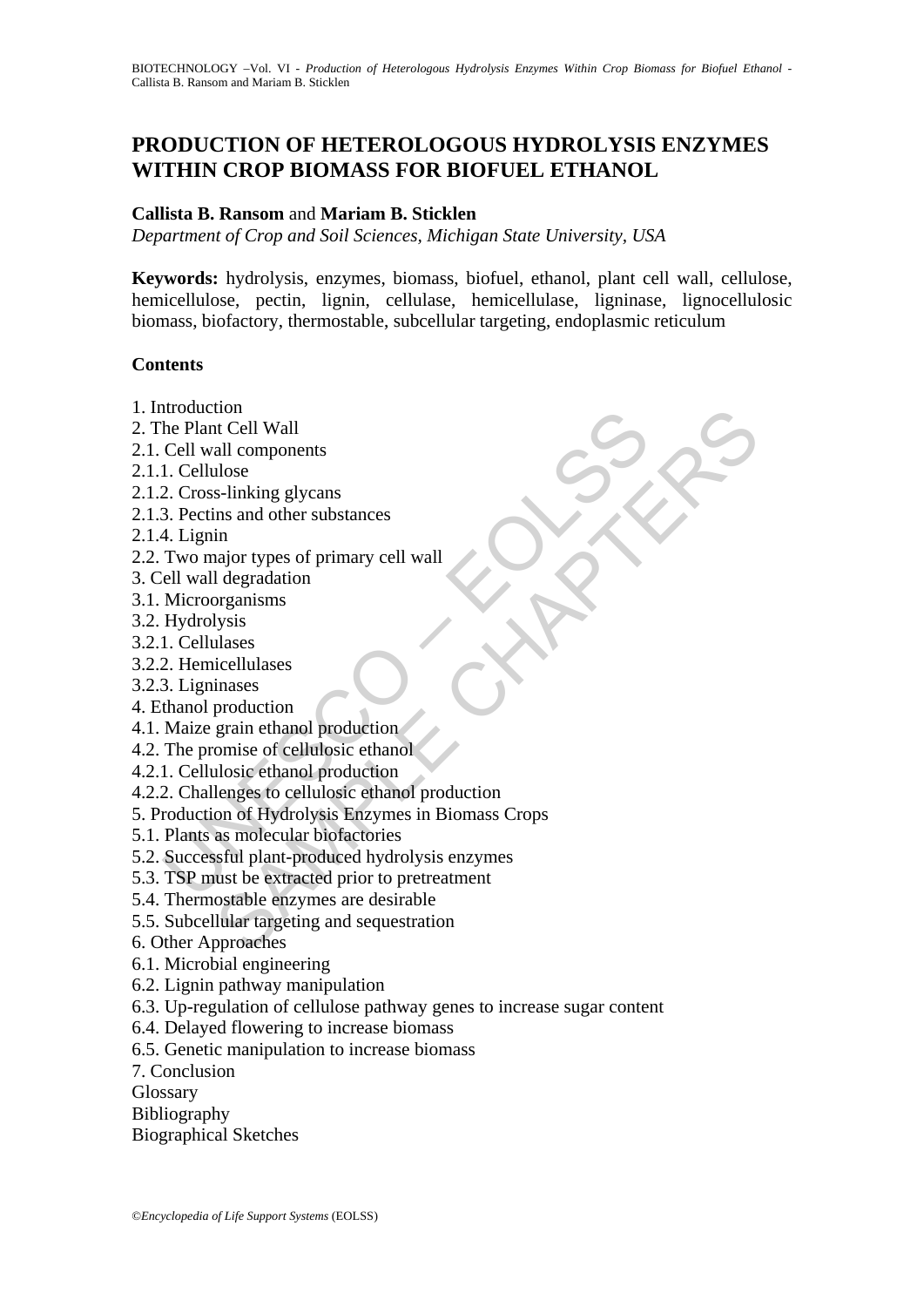# PRODUCTION OF HETEROLOGOUS HYDROLYSIS ENZYMES WITHIN CROP BIOMASS FOR BIOFUEL ETHANOL

**Callista B. Ransom** and **Mariam B. Sticklen**

*Department of Crop and Soil Sciences, Michigan State University, USA*

**Keywords:** hydrolysis, enzymes, biomass, biofuel, ethanol, plant cell wall, cellulose, hemicellulose, pectin, lignin, cellulase, hemicellulase, ligninase, lignocellulosic biomass, biofactory, thermostable, subcellular targeting, endoplasmic reticulum

## Contents

1. Introduction
2. The Plant Cell Wall
2.1. Cell wall components
2.1.1. Cellulose
2.1.2. Cross-linking glycans
2.1.3. Pectins and other substances
2.1.4. Lignin
2.2. Two major types of primary cell wall
3. Cell wall degradation
3.1. Microorganisms
3.2. Hydrolysis
3.2.1. Cellulases
3.2.2. Hemicellulases
3.2.3. Ligninases
4. Ethanol production
4.1. Maize grain ethanol production
4.2. The promise of cellulosic ethanol
4.2.1. Cellulosic ethanol production
4.2.2. Challenges to cellulosic ethanol production
5. Production of Hydrolysis Enzymes in Biomass Crops
5.1. Plants as molecular biofactories
5.2. Successful plant-produced hydrolysis enzymes
5.3. TSP must be extracted prior to pretreatment
5.4. Thermostable enzymes are desirable
5.5. Subcellular targeting and sequestration
6. Other Approaches
6.1. Microbial engineering
6.2. Lignin pathway manipulation
6.3. Up-regulation of cellulose pathway genes to increase sugar content
6.4. Delayed flowering to increase biomass
6.5. Genetic manipulation to increase biomass
7. Conclusion
Glossary
Bibliography
Biographical Sketches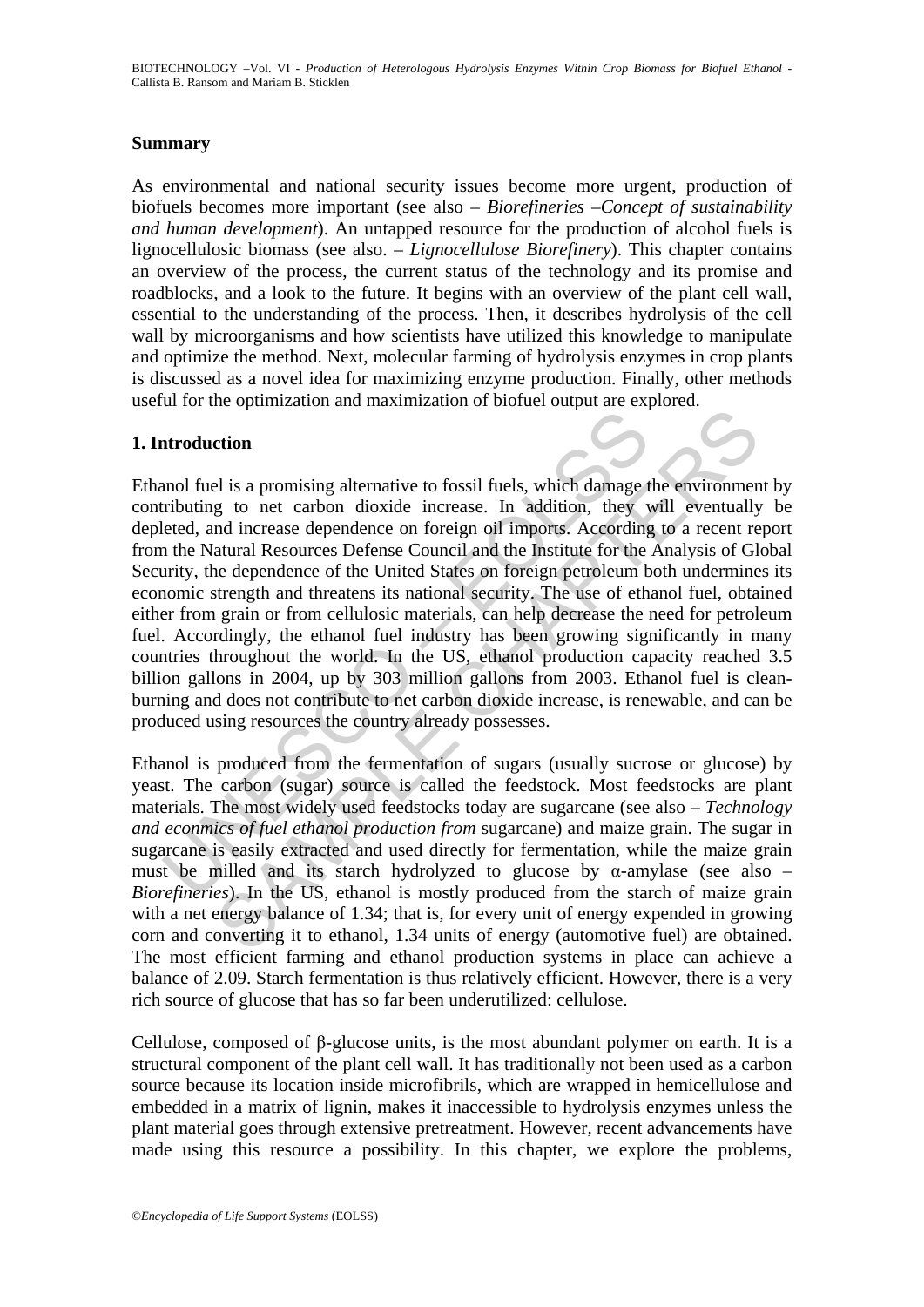## Summary

As environmental and national security issues become more urgent, production of biofuels becomes more important (see also – *Biorefineries –Concept of sustainability and human development*). An untapped resource for the production of alcohol fuels is lignocellulosic biomass (see also. – *Lignocellulose Biorefinery*). This chapter contains an overview of the process, the current status of the technology and its promise and roadblocks, and a look to the future. It begins with an overview of the plant cell wall, essential to the understanding of the process. Then, it describes hydrolysis of the cell wall by microorganisms and how scientists have utilized this knowledge to manipulate and optimize the method. Next, molecular farming of hydrolysis enzymes in crop plants is discussed as a novel idea for maximizing enzyme production. Finally, other methods useful for the optimization and maximization of biofuel output are explored.

## 1. Introduction

Ethanol fuel is a promising alternative to fossil fuels, which damage the environment by contributing to net carbon dioxide increase. In addition, they will eventually be depleted, and increase dependence on foreign oil imports. According to a recent report from the Natural Resources Defense Council and the Institute for the Analysis of Global Security, the dependence of the United States on foreign petroleum both undermines its economic strength and threatens its national security. The use of ethanol fuel, obtained either from grain or from cellulosic materials, can help decrease the need for petroleum fuel. Accordingly, the ethanol fuel industry has been growing significantly in many countries throughout the world. In the US, ethanol production capacity reached 3.5 billion gallons in 2004, up by 303 million gallons from 2003. Ethanol fuel is clean-burning and does not contribute to net carbon dioxide increase, is renewable, and can be produced using resources the country already possesses.

Ethanol is produced from the fermentation of sugars (usually sucrose or glucose) by yeast. The carbon (sugar) source is called the feedstock. Most feedstocks are plant materials. The most widely used feedstocks today are sugarcane (see also – *Technology and econmics of fuel ethanol production from* sugarcane) and maize grain. The sugar in sugarcane is easily extracted and used directly for fermentation, while the maize grain must be milled and its starch hydrolyzed to glucose by α-amylase (see also – *Biorefineries*). In the US, ethanol is mostly produced from the starch of maize grain with a net energy balance of 1.34; that is, for every unit of energy expended in growing corn and converting it to ethanol, 1.34 units of energy (automotive fuel) are obtained. The most efficient farming and ethanol production systems in place can achieve a balance of 2.09. Starch fermentation is thus relatively efficient. However, there is a very rich source of glucose that has so far been underutilized: cellulose.

Cellulose, composed of β-glucose units, is the most abundant polymer on earth. It is a structural component of the plant cell wall. It has traditionally not been used as a carbon source because its location inside microfibrils, which are wrapped in hemicellulose and embedded in a matrix of lignin, makes it inaccessible to hydrolysis enzymes unless the plant material goes through extensive pretreatment. However, recent advancements have made using this resource a possibility. In this chapter, we explore the problems,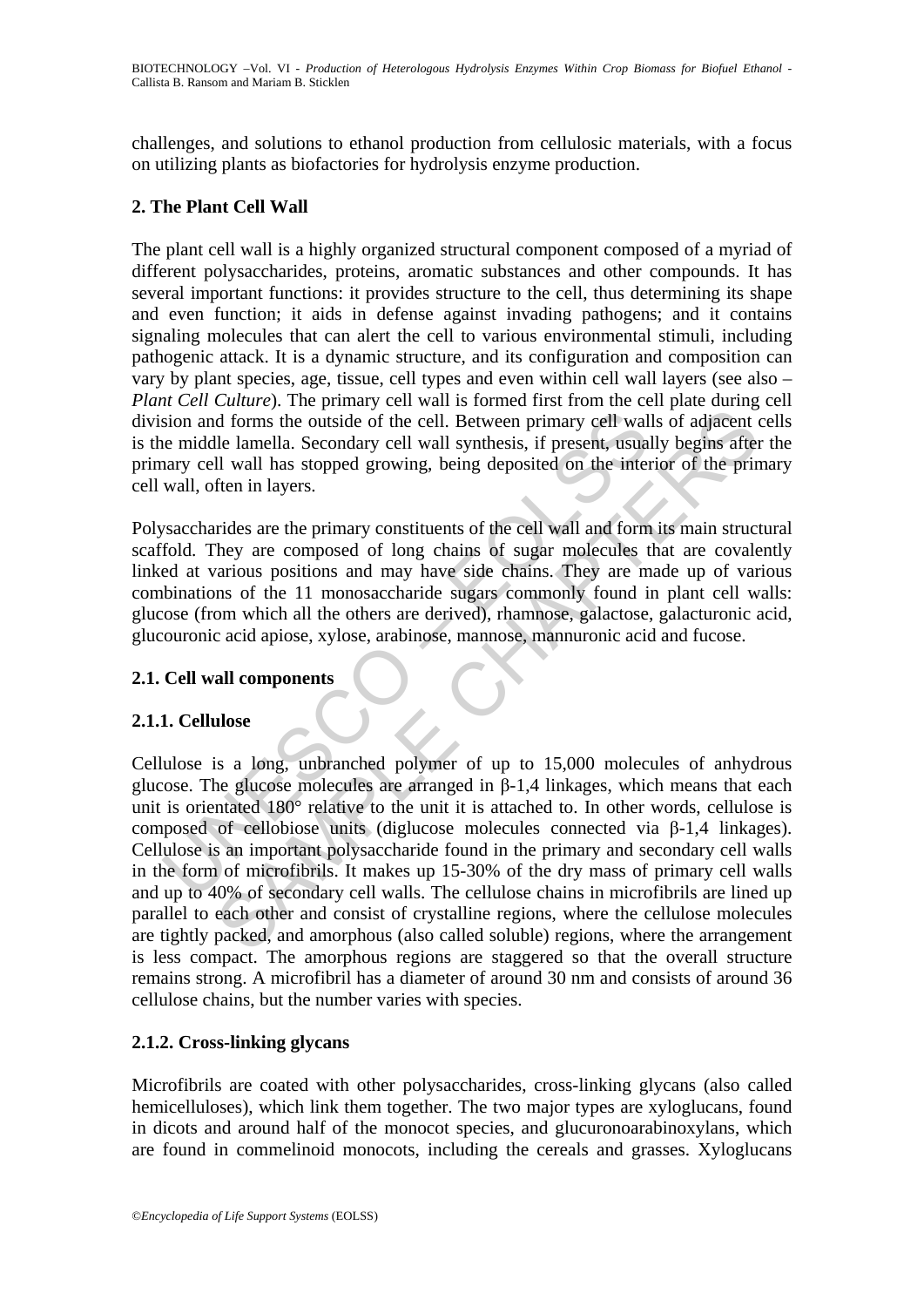challenges, and solutions to ethanol production from cellulosic materials, with a focus on utilizing plants as biofactories for hydrolysis enzyme production.

## 2. The Plant Cell Wall

The plant cell wall is a highly organized structural component composed of a myriad of different polysaccharides, proteins, aromatic substances and other compounds. It has several important functions: it provides structure to the cell, thus determining its shape and even function; it aids in defense against invading pathogens; and it contains signaling molecules that can alert the cell to various environmental stimuli, including pathogenic attack. It is a dynamic structure, and its configuration and composition can vary by plant species, age, tissue, cell types and even within cell wall layers (see also – *Plant Cell Culture*). The primary cell wall is formed first from the cell plate during cell division and forms the outside of the cell. Between primary cell walls of adjacent cells is the middle lamella. Secondary cell wall synthesis, if present, usually begins after the primary cell wall has stopped growing, being deposited on the interior of the primary cell wall, often in layers.

Polysaccharides are the primary constituents of the cell wall and form its main structural scaffold. They are composed of long chains of sugar molecules that are covalently linked at various positions and may have side chains. They are made up of various combinations of the 11 monosaccharide sugars commonly found in plant cell walls: glucose (from which all the others are derived), rhamnose, galactose, galacturonic acid, glucouronic acid apiose, xylose, arabinose, mannose, mannuronic acid and fucose.

### 2.1. Cell wall components

#### 2.1.1. Cellulose

Cellulose is a long, unbranched polymer of up to 15,000 molecules of anhydrous glucose. The glucose molecules are arranged in β-1,4 linkages, which means that each unit is orientated 180° relative to the unit it is attached to. In other words, cellulose is composed of cellobiose units (diglucose molecules connected via β-1,4 linkages). Cellulose is an important polysaccharide found in the primary and secondary cell walls in the form of microfibrils. It makes up 15-30% of the dry mass of primary cell walls and up to 40% of secondary cell walls. The cellulose chains in microfibrils are lined up parallel to each other and consist of crystalline regions, where the cellulose molecules are tightly packed, and amorphous (also called soluble) regions, where the arrangement is less compact. The amorphous regions are staggered so that the overall structure remains strong. A microfibril has a diameter of around 30 nm and consists of around 36 cellulose chains, but the number varies with species.

#### 2.1.2. Cross-linking glycans

Microfibrils are coated with other polysaccharides, cross-linking glycans (also called hemicelluloses), which link them together. The two major types are xyloglucans, found in dicots and around half of the monocot species, and glucuronoarabinoxylans, which are found in commelinoid monocots, including the cereals and grasses. Xyloglucans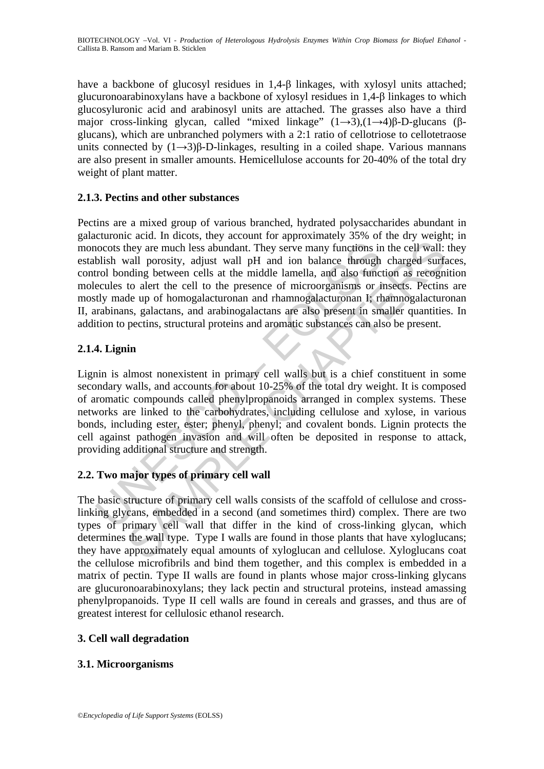have a backbone of glucosyl residues in 1,4-β linkages, with xylosyl units attached; glucuronoarabinoxylans have a backbone of xylosyl residues in 1,4-β linkages to which glucosyluronic acid and arabinosyl units are attached. The grasses also have a third major cross-linking glycan, called "mixed linkage" (1→3),(1→4)β-D-glucans (β-glucans), which are unbranched polymers with a 2:1 ratio of cellotriose to cellotetraose units connected by (1→3)β-D-linkages, resulting in a coiled shape. Various mannans are also present in smaller amounts. Hemicellulose accounts for 20-40% of the total dry weight of plant matter.

### 2.1.3. Pectins and other substances

Pectins are a mixed group of various branched, hydrated polysaccharides abundant in galacturonic acid. In dicots, they account for approximately 35% of the dry weight; in monocots they are much less abundant. They serve many functions in the cell wall: they establish wall porosity, adjust wall pH and ion balance through charged surfaces, control bonding between cells at the middle lamella, and also function as recognition molecules to alert the cell to the presence of microorganisms or insects. Pectins are mostly made up of homogalacturonan and rhamnogalacturonan I; rhamnogalacturonan II, arabinans, galactans, and arabinogalactans are also present in smaller quantities. In addition to pectins, structural proteins and aromatic substances can also be present.

### 2.1.4. Lignin

Lignin is almost nonexistent in primary cell walls but is a chief constituent in some secondary walls, and accounts for about 10-25% of the total dry weight. It is composed of aromatic compounds called phenylpropanoids arranged in complex systems. These networks are linked to the carbohydrates, including cellulose and xylose, in various bonds, including ester, ester; phenyl, phenyl; and covalent bonds. Lignin protects the cell against pathogen invasion and will often be deposited in response to attack, providing additional structure and strength.

## 2.2. Two major types of primary cell wall

The basic structure of primary cell walls consists of the scaffold of cellulose and cross-linking glycans, embedded in a second (and sometimes third) complex. There are two types of primary cell wall that differ in the kind of cross-linking glycan, which determines the wall type. Type I walls are found in those plants that have xyloglucans; they have approximately equal amounts of xyloglucan and cellulose. Xyloglucans coat the cellulose microfibrils and bind them together, and this complex is embedded in a matrix of pectin. Type II walls are found in plants whose major cross-linking glycans are glucuronoarabinoxylans; they lack pectin and structural proteins, instead amassing phenylpropanoids. Type II cell walls are found in cereals and grasses, and thus are of greatest interest for cellulosic ethanol research.

# 3. Cell wall degradation

## 3.1. Microorganisms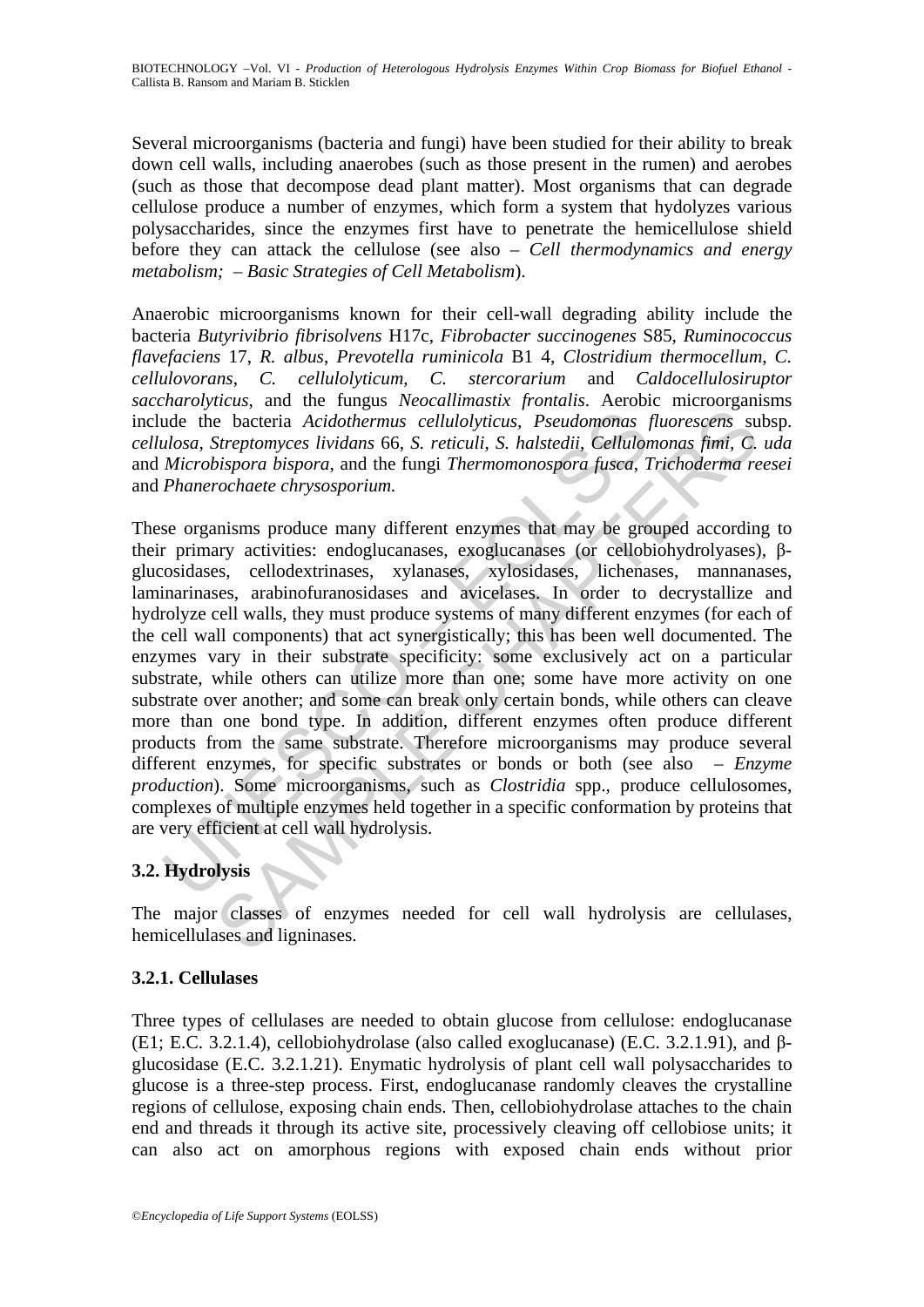Several microorganisms (bacteria and fungi) have been studied for their ability to break down cell walls, including anaerobes (such as those present in the rumen) and aerobes (such as those that decompose dead plant matter). Most organisms that can degrade cellulose produce a number of enzymes, which form a system that hydolyzes various polysaccharides, since the enzymes first have to penetrate the hemicellulose shield before they can attack the cellulose (see also – *Cell thermodynamics and energy metabolism; – Basic Strategies of Cell Metabolism*).

Anaerobic microorganisms known for their cell-wall degrading ability include the bacteria *Butyrivibrio fibrisolvens* H17c, *Fibrobacter succinogenes* S85, *Ruminococcus flavefaciens* 17, *R. albus*, *Prevotella ruminicola* B1 4, *Clostridium thermocellum*, *C. cellulovorans*, *C. cellulolyticum*, *C. stercorarium* and *Caldocellulosiruptor saccharolyticus*, and the fungus *Neocallimastix frontalis*. Aerobic microorganisms include the bacteria *Acidothermus cellulolyticus*, *Pseudomonas fluorescens* subsp. *cellulosa*, *Streptomyces lividans* 66, *S. reticuli*, *S. halstedii*, *Cellulomonas fimi*, *C. uda* and *Microbispora bispora*, and the fungi *Thermomonospora fusca*, *Trichoderma reesei* and *Phanerochaete chrysosporium*.

These organisms produce many different enzymes that may be grouped according to their primary activities: endoglucanases, exoglucanases (or cellobiohydrolyases), β-glucosidases, cellodextrinases, xylanases, xylosidases, lichenases, mannanases, laminarinases, arabinofuranosidases and avicelases. In order to decrystallize and hydrolyze cell walls, they must produce systems of many different enzymes (for each of the cell wall components) that act synergistically; this has been well documented. The enzymes vary in their substrate specificity: some exclusively act on a particular substrate, while others can utilize more than one; some have more activity on one substrate over another; and some can break only certain bonds, while others can cleave more than one bond type. In addition, different enzymes often produce different products from the same substrate. Therefore microorganisms may produce several different enzymes, for specific substrates or bonds or both (see also – *Enzyme production*). Some microorganisms, such as *Clostridia* spp., produce cellulosomes, complexes of multiple enzymes held together in a specific conformation by proteins that are very efficient at cell wall hydrolysis.

## 3.2. Hydrolysis

The major classes of enzymes needed for cell wall hydrolysis are cellulases, hemicellulases and ligninases.

### 3.2.1. Cellulases

Three types of cellulases are needed to obtain glucose from cellulose: endoglucanase (E1; E.C. 3.2.1.4), cellobiohydrolase (also called exoglucanase) (E.C. 3.2.1.91), and β-glucosidase (E.C. 3.2.1.21). Enymatic hydrolysis of plant cell wall polysaccharides to glucose is a three-step process. First, endoglucanase randomly cleaves the crystalline regions of cellulose, exposing chain ends. Then, cellobiohydrolase attaches to the chain end and threads it through its active site, processively cleaving off cellobiose units; it can also act on amorphous regions with exposed chain ends without prior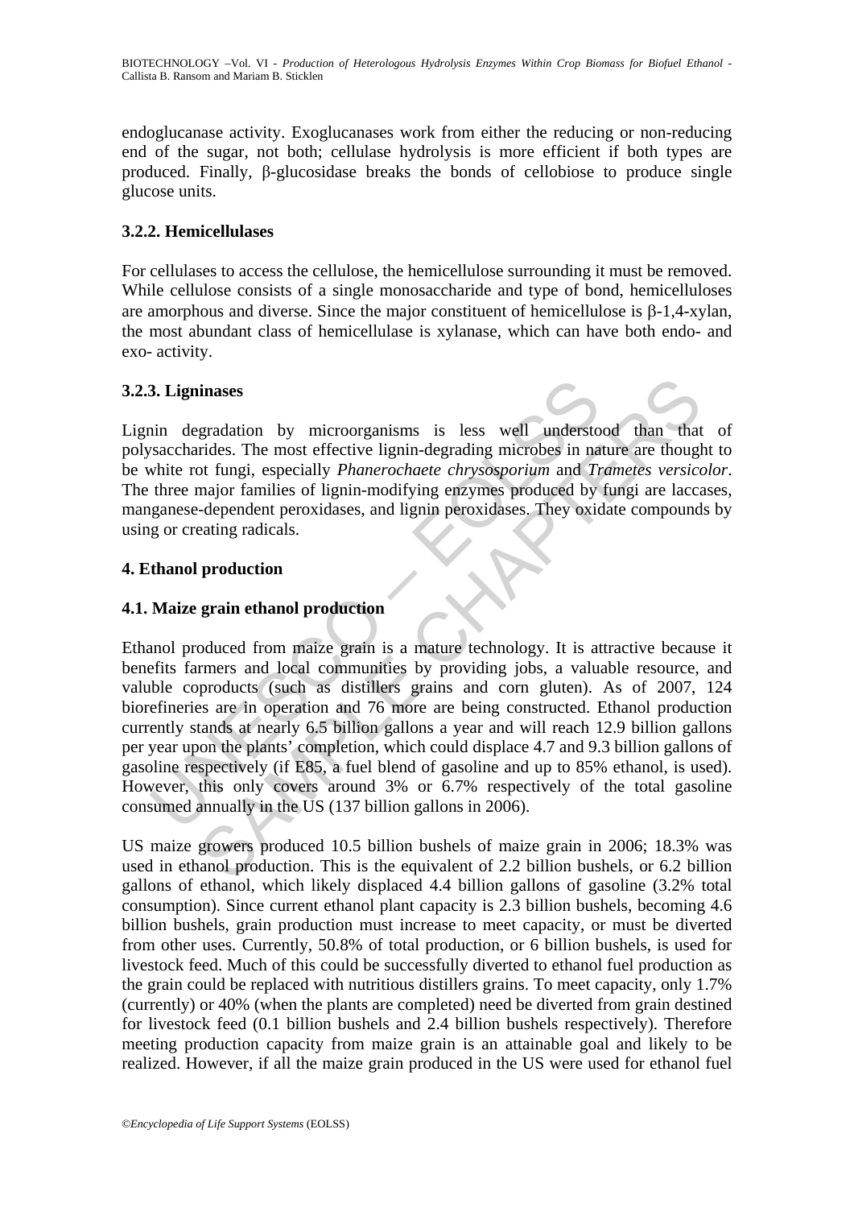endoglucanase activity. Exoglucanases work from either the reducing or non-reducing end of the sugar, not both; cellulase hydrolysis is more efficient if both types are produced. Finally, β-glucosidase breaks the bonds of cellobiose to produce single glucose units.

### 3.2.2. Hemicellulases

For cellulases to access the cellulose, the hemicellulose surrounding it must be removed. While cellulose consists of a single monosaccharide and type of bond, hemicelluloses are amorphous and diverse. Since the major constituent of hemicellulose is β-1,4-xylan, the most abundant class of hemicellulase is xylanase, which can have both endo- and exo- activity.

### 3.2.3. Ligninases

Lignin degradation by microorganisms is less well understood than that of polysaccharides. The most effective lignin-degrading microbes in nature are thought to be white rot fungi, especially *Phanerochaete chrysosporium* and *Trametes versicolor*. The three major families of lignin-modifying enzymes produced by fungi are laccases, manganese-dependent peroxidases, and lignin peroxidases. They oxidate compounds by using or creating radicals.

## 4. Ethanol production

### 4.1. Maize grain ethanol production

Ethanol produced from maize grain is a mature technology. It is attractive because it benefits farmers and local communities by providing jobs, a valuable resource, and valuble coproducts (such as distillers grains and corn gluten). As of 2007, 124 biorefineries are in operation and 76 more are being constructed. Ethanol production currently stands at nearly 6.5 billion gallons a year and will reach 12.9 billion gallons per year upon the plants' completion, which could displace 4.7 and 9.3 billion gallons of gasoline respectively (if E85, a fuel blend of gasoline and up to 85% ethanol, is used). However, this only covers around 3% or 6.7% respectively of the total gasoline consumed annually in the US (137 billion gallons in 2006).

US maize growers produced 10.5 billion bushels of maize grain in 2006; 18.3% was used in ethanol production. This is the equivalent of 2.2 billion bushels, or 6.2 billion gallons of ethanol, which likely displaced 4.4 billion gallons of gasoline (3.2% total consumption). Since current ethanol plant capacity is 2.3 billion bushels, becoming 4.6 billion bushels, grain production must increase to meet capacity, or must be diverted from other uses. Currently, 50.8% of total production, or 6 billion bushels, is used for livestock feed. Much of this could be successfully diverted to ethanol fuel production as the grain could be replaced with nutritious distillers grains. To meet capacity, only 1.7% (currently) or 40% (when the plants are completed) need be diverted from grain destined for livestock feed (0.1 billion bushels and 2.4 billion bushels respectively). Therefore meeting production capacity from maize grain is an attainable goal and likely to be realized. However, if all the maize grain produced in the US were used for ethanol fuel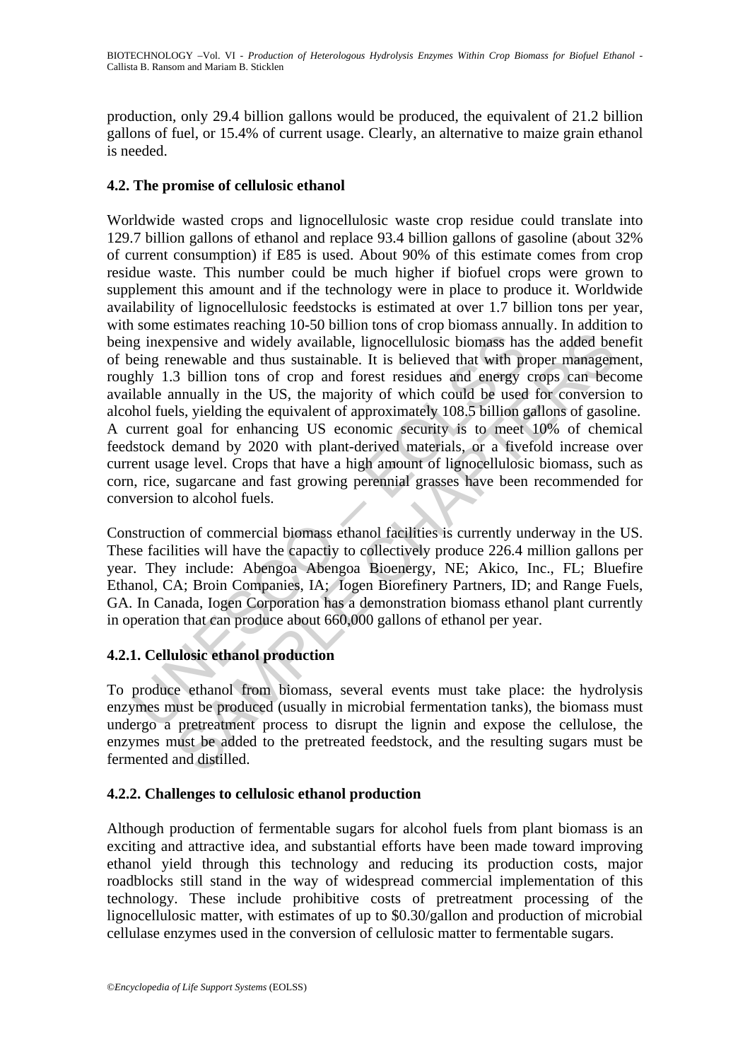production, only 29.4 billion gallons would be produced, the equivalent of 21.2 billion gallons of fuel, or 15.4% of current usage. Clearly, an alternative to maize grain ethanol is needed.

### 4.2. The promise of cellulosic ethanol

Worldwide wasted crops and lignocellulosic waste crop residue could translate into 129.7 billion gallons of ethanol and replace 93.4 billion gallons of gasoline (about 32% of current consumption) if E85 is used. About 90% of this estimate comes from crop residue waste. This number could be much higher if biofuel crops were grown to supplement this amount and if the technology were in place to produce it. Worldwide availability of lignocellulosic feedstocks is estimated at over 1.7 billion tons per year, with some estimates reaching 10-50 billion tons of crop biomass annually. In addition to being inexpensive and widely available, lignocellulosic biomass has the added benefit of being renewable and thus sustainable. It is believed that with proper management, roughly 1.3 billion tons of crop and forest residues and energy crops can become available annually in the US, the majority of which could be used for conversion to alcohol fuels, yielding the equivalent of approximately 108.5 billion gallons of gasoline. A current goal for enhancing US economic security is to meet 10% of chemical feedstock demand by 2020 with plant-derived materials, or a fivefold increase over current usage level. Crops that have a high amount of lignocellulosic biomass, such as corn, rice, sugarcane and fast growing perennial grasses have been recommended for conversion to alcohol fuels.

Construction of commercial biomass ethanol facilities is currently underway in the US. These facilities will have the capactiy to collectively produce 226.4 million gallons per year. They include: Abengoa Abengoa Bioenergy, NE; Akico, Inc., FL; Bluefire Ethanol, CA; Broin Companies, IA; Iogen Biorefinery Partners, ID; and Range Fuels, GA. In Canada, Iogen Corporation has a demonstration biomass ethanol plant currently in operation that can produce about 660,000 gallons of ethanol per year.

#### 4.2.1. Cellulosic ethanol production

To produce ethanol from biomass, several events must take place: the hydrolysis enzymes must be produced (usually in microbial fermentation tanks), the biomass must undergo a pretreatment process to disrupt the lignin and expose the cellulose, the enzymes must be added to the pretreated feedstock, and the resulting sugars must be fermented and distilled.

#### 4.2.2. Challenges to cellulosic ethanol production

Although production of fermentable sugars for alcohol fuels from plant biomass is an exciting and attractive idea, and substantial efforts have been made toward improving ethanol yield through this technology and reducing its production costs, major roadblocks still stand in the way of widespread commercial implementation of this technology. These include prohibitive costs of pretreatment processing of the lignocellulosic matter, with estimates of up to $0.30/gallon and production of microbial cellulase enzymes used in the conversion of cellulosic matter to fermentable sugars.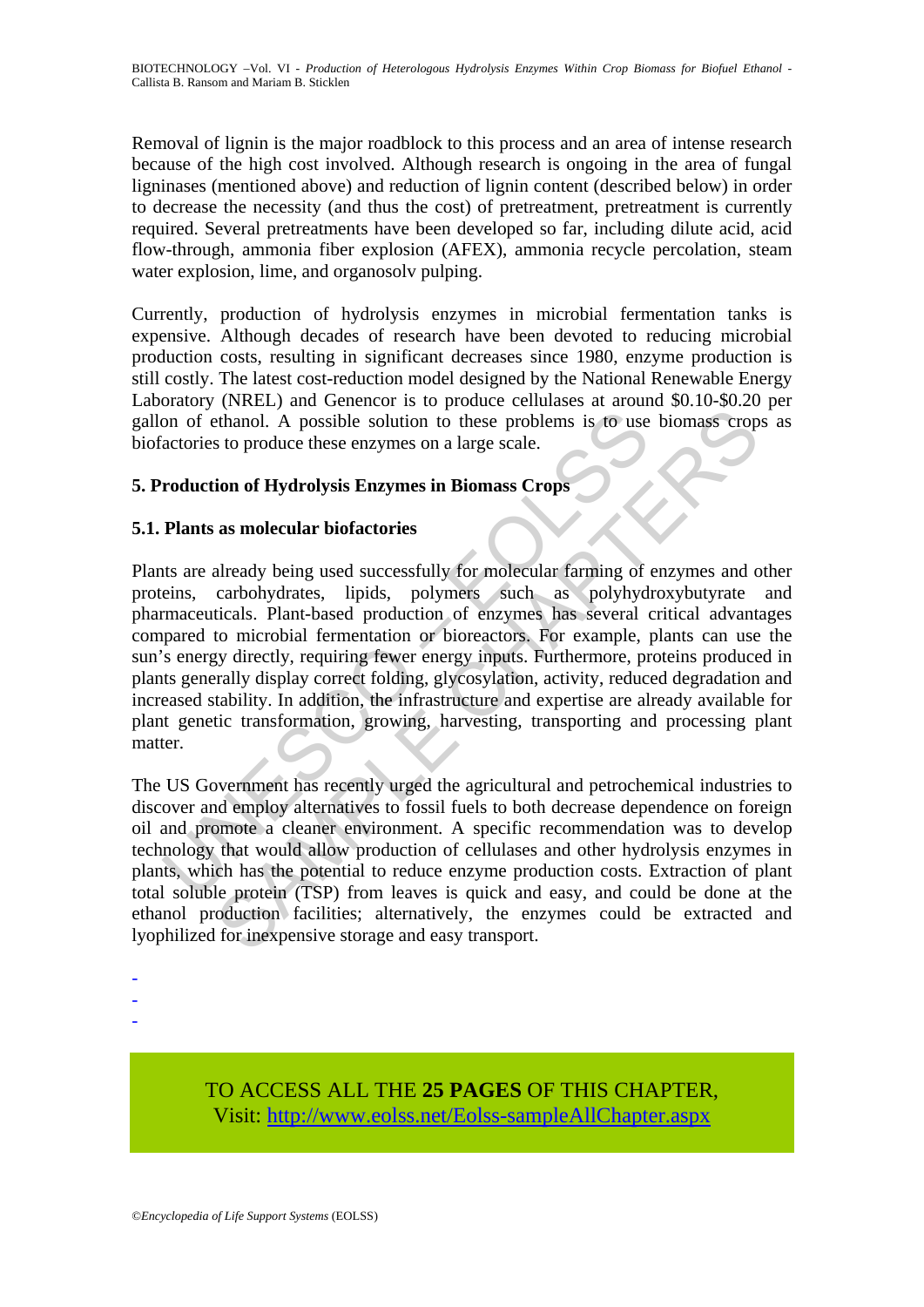Removal of lignin is the major roadblock to this process and an area of intense research because of the high cost involved. Although research is ongoing in the area of fungal ligninases (mentioned above) and reduction of lignin content (described below) in order to decrease the necessity (and thus the cost) of pretreatment, pretreatment is currently required. Several pretreatments have been developed so far, including dilute acid, acid flow-through, ammonia fiber explosion (AFEX), ammonia recycle percolation, steam water explosion, lime, and organosolv pulping.

Currently, production of hydrolysis enzymes in microbial fermentation tanks is expensive. Although decades of research have been devoted to reducing microbial production costs, resulting in significant decreases since 1980, enzyme production is still costly. The latest cost-reduction model designed by the National Renewable Energy Laboratory (NREL) and Genencor is to produce cellulases at around \$0.10-\$0.20 per gallon of ethanol. A possible solution to these problems is to use biomass crops as biofactories to produce these enzymes on a large scale.

## 5. Production of Hydrolysis Enzymes in Biomass Crops

### 5.1. Plants as molecular biofactories

Plants are already being used successfully for molecular farming of enzymes and other proteins, carbohydrates, lipids, polymers such as polyhydroxybutyrate and pharmaceuticals. Plant-based production of enzymes has several critical advantages compared to microbial fermentation or bioreactors. For example, plants can use the sun's energy directly, requiring fewer energy inputs. Furthermore, proteins produced in plants generally display correct folding, glycosylation, activity, reduced degradation and increased stability. In addition, the infrastructure and expertise are already available for plant genetic transformation, growing, harvesting, transporting and processing plant matter.

The US Government has recently urged the agricultural and petrochemical industries to discover and employ alternatives to fossil fuels to both decrease dependence on foreign oil and promote a cleaner environment. A specific recommendation was to develop technology that would allow production of cellulases and other hydrolysis enzymes in plants, which has the potential to reduce enzyme production costs. Extraction of plant total soluble protein (TSP) from leaves is quick and easy, and could be done at the ethanol production facilities; alternatively, the enzymes could be extracted and lyophilized for inexpensive storage and easy transport.

-
-
-

TO ACCESS ALL THE **25 PAGES** OF THIS CHAPTER,
Visit: http://www.eolss.net/Eolss-sampleAllChapter.aspx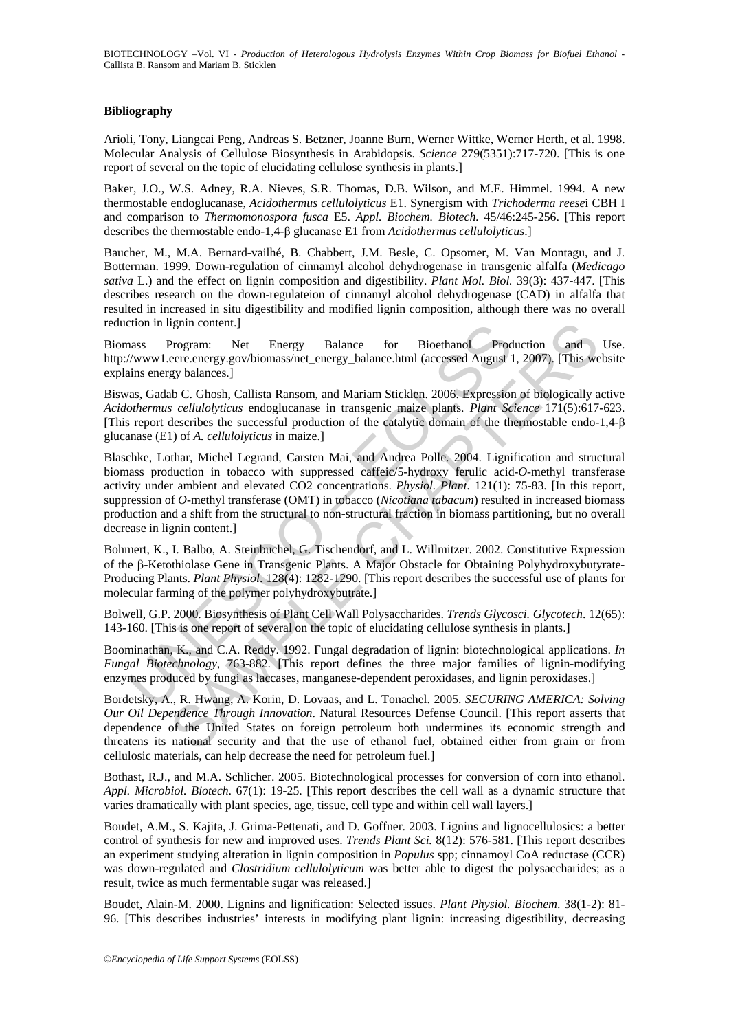### Bibliography

Arioli, Tony, Liangcai Peng, Andreas S. Betzner, Joanne Burn, Werner Wittke, Werner Herth, et al. 1998. Molecular Analysis of Cellulose Biosynthesis in Arabidopsis. *Science* 279(5351):717-720. [This is one report of several on the topic of elucidating cellulose synthesis in plants.]

Baker, J.O., W.S. Adney, R.A. Nieves, S.R. Thomas, D.B. Wilson, and M.E. Himmel. 1994. A new thermostable endoglucanase, *Acidothermus cellulolyticus* E1. Synergism with *Trichoderma reesei* CBH I and comparison to *Thermomonospora fusca* E5. *Appl. Biochem. Biotech.* 45/46:245-256. [This report describes the thermostable endo-1,4-β glucanase E1 from *Acidothermus cellulolyticus*.]

Baucher, M., M.A. Bernard-vailhé, B. Chabbert, J.M. Besle, C. Opsomer, M. Van Montagu, and J. Botterman. 1999. Down-regulation of cinnamyl alcohol dehydrogenase in transgenic alfalfa (*Medicago sativa* L.) and the effect on lignin composition and digestibility. *Plant Mol. Biol.* 39(3): 437-447. [This describes research on the down-regulateion of cinnamyl alcohol dehydrogenase (CAD) in alfalfa that resulted in increased in situ digestibility and modified lignin composition, although there was no overall reduction in lignin content.]

Biomass Program: Net Energy Balance for Bioethanol Production and Use. http://www1.eere.energy.gov/biomass/net_energy_balance.html (accessed August 1, 2007). [This website explains energy balances.]

Biswas, Gadab C. Ghosh, Callista Ransom, and Mariam Sticklen. 2006. Expression of biologically active *Acidothermus cellulolyticus* endoglucanase in transgenic maize plants. *Plant Science* 171(5):617-623. [This report describes the successful production of the catalytic domain of the thermostable endo-1,4-β glucanase (E1) of *A. cellulolyticus* in maize.]

Blaschke, Lothar, Michel Legrand, Carsten Mai, and Andrea Polle. 2004. Lignification and structural biomass production in tobacco with suppressed caffeic/5-hydroxy ferulic acid-*O*-methyl transferase activity under ambient and elevated CO2 concentrations. *Physiol. Plant.* 121(1): 75-83. [In this report, suppression of *O*-methyl transferase (OMT) in tobacco (*Nicotiana tabacum*) resulted in increased biomass production and a shift from the structural to non-structural fraction in biomass partitioning, but no overall decrease in lignin content.]

Bohmert, K., I. Balbo, A. Steinbuchel, G. Tischendorf, and L. Willmitzer. 2002. Constitutive Expression of the β-Ketothiolase Gene in Transgenic Plants. A Major Obstacle for Obtaining Polyhydroxybutyrate-Producing Plants. *Plant Physiol.* 128(4): 1282-1290. [This report describes the successful use of plants for molecular farming of the polymer polyhydroxybutrate.]

Bolwell, G.P. 2000. Biosynthesis of Plant Cell Wall Polysaccharides. *Trends Glycosci. Glycotech*. 12(65): 143-160. [This is one report of several on the topic of elucidating cellulose synthesis in plants.]

Boominathan, K., and C.A. Reddy. 1992. Fungal degradation of lignin: biotechnological applications. *In Fungal Biotechnology*, 763-882. [This report defines the three major families of lignin-modifying enzymes produced by fungi as laccases, manganese-dependent peroxidases, and lignin peroxidases.]

Bordetsky, A., R. Hwang, A. Korin, D. Lovaas, and L. Tonachel. 2005. *SECURING AMERICA: Solving Our Oil Dependence Through Innovation*. Natural Resources Defense Council. [This report asserts that dependence of the United States on foreign petroleum both undermines its economic strength and threatens its national security and that the use of ethanol fuel, obtained either from grain or from cellulosic materials, can help decrease the need for petroleum fuel.]

Bothast, R.J., and M.A. Schlicher. 2005. Biotechnological processes for conversion of corn into ethanol. *Appl. Microbiol. Biotech.* 67(1): 19-25. [This report describes the cell wall as a dynamic structure that varies dramatically with plant species, age, tissue, cell type and within cell wall layers.]

Boudet, A.M., S. Kajita, J. Grima-Pettenati, and D. Goffner. 2003. Lignins and lignocellulosics: a better control of synthesis for new and improved uses. *Trends Plant Sci.* 8(12): 576-581. [This report describes an experiment studying alteration in lignin composition in *Populus* spp; cinnamoyl CoA reductase (CCR) was down-regulated and *Clostridium cellulolyticum* was better able to digest the polysaccharides; as a result, twice as much fermentable sugar was released.]

Boudet, Alain-M. 2000. Lignins and lignification: Selected issues. *Plant Physiol. Biochem*. 38(1-2): 81-96. [This describes industries' interests in modifying plant lignin: increasing digestibility, decreasing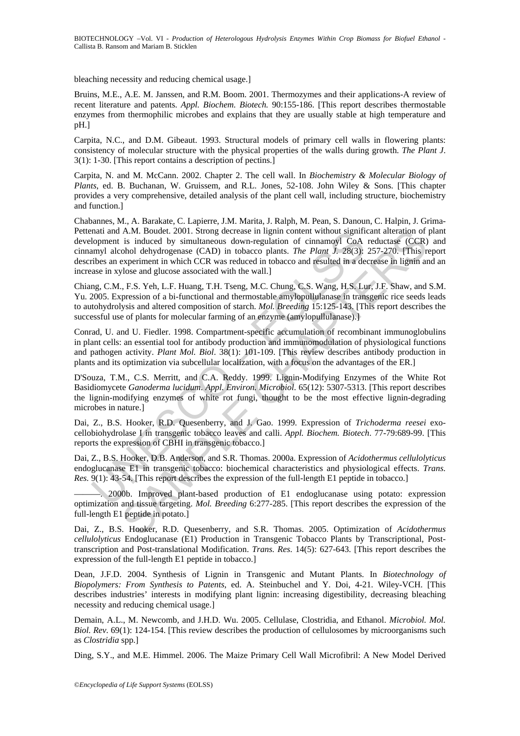bleaching necessity and reducing chemical usage.]

Bruins, M.E., A.E. M. Janssen, and R.M. Boom. 2001. Thermozymes and their applications-A review of recent literature and patents. *Appl. Biochem. Biotech.* 90:155-186. [This report describes thermostable enzymes from thermophilic microbes and explains that they are usually stable at high temperature and pH.]

Carpita, N.C., and D.M. Gibeaut. 1993. Structural models of primary cell walls in flowering plants: consistency of molecular structure with the physical properties of the walls during growth. *The Plant J*. 3(1): 1-30. [This report contains a description of pectins.]

Carpita, N. and M. McCann. 2002. Chapter 2. The cell wall. In *Biochemistry & Molecular Biology of Plants*, ed. B. Buchanan, W. Gruissem, and R.L. Jones, 52-108. John Wiley & Sons. [This chapter provides a very comprehensive, detailed analysis of the plant cell wall, including structure, biochemistry and function.]

Chabannes, M., A. Barakate, C. Lapierre, J.M. Marita, J. Ralph, M. Pean, S. Danoun, C. Halpin, J. Grima-Pettenati and A.M. Boudet. 2001. Strong decrease in lignin content without significant alteration of plant development is induced by simultaneous down-regulation of cinnamoyl CoA reductase (CCR) and cinnamyl alcohol dehydrogenase (CAD) in tobacco plants. *The Plant J.* 28(3): 257-270. [This report describes an experiment in which CCR was reduced in tobacco and resulted in a decrease in lignin and an increase in xylose and glucose associated with the wall.]

Chiang, C.M., F.S. Yeh, L.F. Huang, T.H. Tseng, M.C. Chung, C.S. Wang, H.S. Lur, J.F. Shaw, and S.M. Yu. 2005. Expression of a bi-functional and thermostable amylopullulanase in transgenic rice seeds leads to autohydrolysis and altered composition of starch. *Mol. Breeding* 15:125-143. [This report describes the successful use of plants for molecular farming of an enzyme (amylopullulanase).]

Conrad, U. and U. Fiedler. 1998. Compartment-specific accumulation of recombinant immunoglobulins in plant cells: an essential tool for antibody production and immunomodulation of physiological functions and pathogen activity. *Plant Mol. Biol*. 38(1): 101-109. [This review describes antibody production in plants and its optimization via subcellular localization, with a focus on the advantages of the ER.]

D'Souza, T.M., C.S. Merritt, and C.A. Reddy. 1999. Lignin-Modifying Enzymes of the White Rot Basidiomycete *Ganoderma lucidum*. *Appl. Environ. Microbiol*. 65(12): 5307-5313. [This report describes the lignin-modifying enzymes of white rot fungi, thought to be the most effective lignin-degrading microbes in nature.]

Dai, Z., B.S. Hooker, R.D. Quesenberry, and J. Gao. 1999. Expression of *Trichoderma reesei* exo-cellobiohydrolase I in transgenic tobacco leaves and calli. *Appl. Biochem. Biotech*. 77-79:689-99. [This reports the expression of CBHI in transgenic tobacco.]

Dai, Z., B.S. Hooker, D.B. Anderson, and S.R. Thomas. 2000a. Expression of *Acidothermus cellulolyticus* endoglucanase E1 in transgenic tobacco: biochemical characteristics and physiological effects. *Trans. Res.* 9(1): 43-54. [This report describes the expression of the full-length E1 peptide in tobacco.]

———. 2000b. Improved plant-based production of E1 endoglucanase using potato: expression optimization and tissue targeting. *Mol. Breeding* 6:277-285. [This report describes the expression of the full-length E1 peptide in potato.]

Dai, Z., B.S. Hooker, R.D. Quesenberry, and S.R. Thomas. 2005. Optimization of *Acidothermus cellulolyticus* Endoglucanase (E1) Production in Transgenic Tobacco Plants by Transcriptional, Post-transcription and Post-translational Modification. *Trans. Res.* 14(5): 627-643. [This report describes the expression of the full-length E1 peptide in tobacco.]

Dean, J.F.D. 2004. Synthesis of Lignin in Transgenic and Mutant Plants. In *Biotechnology of Biopolymers: From Synthesis to Patents*, ed. A. Steinbuchel and Y. Doi, 4-21. Wiley-VCH. [This describes industries' interests in modifying plant lignin: increasing digestibility, decreasing bleaching necessity and reducing chemical usage.]

Demain, A.L., M. Newcomb, and J.H.D. Wu. 2005. Cellulase, Clostridia, and Ethanol. *Microbiol. Mol. Biol. Rev*. 69(1): 124-154. [This review describes the production of cellulosomes by microorganisms such as *Clostridia* spp.]

Ding, S.Y., and M.E. Himmel. 2006. The Maize Primary Cell Wall Microfibril: A New Model Derived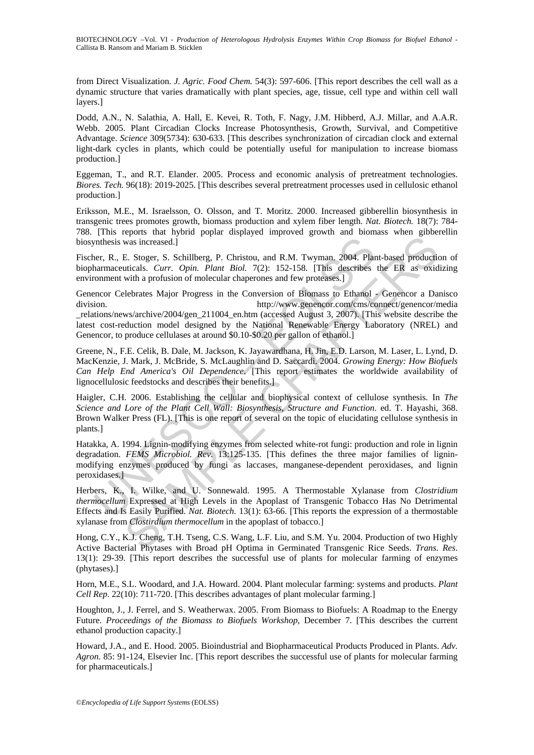from Direct Visualization. *J. Agric. Food Chem.* 54(3): 597-606. [This report describes the cell wall as a dynamic structure that varies dramatically with plant species, age, tissue, cell type and within cell wall layers.]

Dodd, A.N., N. Salathia, A. Hall, E. Kevei, R. Toth, F. Nagy, J.M. Hibberd, A.J. Millar, and A.A.R. Webb. 2005. Plant Circadian Clocks Increase Photosynthesis, Growth, Survival, and Competitive Advantage. *Science* 309(5734): 630-633. [This describes synchronization of circadian clock and external light-dark cycles in plants, which could be potentially useful for manipulation to increase biomass production.]

Eggeman, T., and R.T. Elander. 2005. Process and economic analysis of pretreatment technologies. *Biores. Tech.* 96(18): 2019-2025. [This describes several pretreatment processes used in cellulosic ethanol production.]

Eriksson, M.E., M. Israelsson, O. Olsson, and T. Moritz. 2000. Increased gibberellin biosynthesis in transgenic trees promotes growth, biomass production and xylem fiber length. *Nat. Biotech.* 18(7): 784-788. [This reports that hybrid poplar displayed improved growth and biomass when gibberellin biosynthesis was increased.]

Fischer, R., E. Stoger, S. Schillberg, P. Christou, and R.M. Twyman. 2004. Plant-based production of biopharmaceuticals. *Curr. Opin. Plant Biol.* 7(2): 152-158. [This describes the ER as oxidizing environment with a profusion of molecular chaperones and few proteases.]

Genencor Celebrates Major Progress in the Conversion of Biomass to Ethanol - Genencor a Danisco division. http://www.genencor.com/cms/connect/genencor/media_relations/news/archive/2004/gen_211004_en.htm (accessed August 3, 2007). [This website describe the latest cost-reduction model designed by the National Renewable Energy Laboratory (NREL) and Genencor, to produce cellulases at around $0.10-$0.20 per gallon of ethanol.]

Greene, N., F.E. Celik, B. Dale, M. Jackson, K. Jayawardhana, H. Jin, E.D. Larson, M. Laser, L. Lynd, D. MacKenzie, J. Mark, J. McBride, S. McLaughlin and D. Saccardi. 2004. *Growing Energy: How Biofuels Can Help End America's Oil Dependence*. [This report estimates the worldwide availability of lignocellulosic feedstocks and describes their benefits.]

Haigler, C.H. 2006. Establishing the cellular and biophysical context of cellulose synthesis. In *The Science and Lore of the Plant Cell Wall: Biosynthesis, Structure and Function*. ed. T. Hayashi, 368. Brown Walker Press (FL). [This is one report of several on the topic of elucidating cellulose synthesis in plants.]

Hatakka, A. 1994. Lignin-modifying enzymes from selected white-rot fungi: production and role in lignin degradation. *FEMS Microbiol. Rev.* 13:125-135. [This defines the three major families of lignin-modifying enzymes produced by fungi as laccases, manganese-dependent peroxidases, and lignin peroxidases.]

Herbers, K., I. Wilke, and U. Sonnewald. 1995. A Thermostable Xylanase from *Clostridium thermocellum* Expressed at High Levels in the Apoplast of Transgenic Tobacco Has No Detrimental Effects and Is Easily Purified. *Nat. Biotech.* 13(1): 63-66. [This reports the expression of a thermostable xylanase from *Clostirdium thermocellum* in the apoplast of tobacco.]

Hong, C.Y., K.J. Cheng, T.H. Tseng, C.S. Wang, L.F. Liu, and S.M. Yu. 2004. Production of two Highly Active Bacterial Phytases with Broad pH Optima in Germinated Transgenic Rice Seeds. *Trans. Res*. 13(1): 29-39. [This report describes the successful use of plants for molecular farming of enzymes (phytases).]

Horn, M.E., S.L. Woodard, and J.A. Howard. 2004. Plant molecular farming: systems and products. *Plant Cell Rep.* 22(10): 711-720. [This describes advantages of plant molecular farming.]

Houghton, J., J. Ferrel, and S. Weatherwax. 2005. From Biomass to Biofuels: A Roadmap to the Energy Future. *Proceedings of the Biomass to Biofuels Workshop*, December 7. [This describes the current ethanol production capacity.]

Howard, J.A., and E. Hood. 2005. Bioindustrial and Biopharmaceutical Products Produced in Plants. *Adv. Agron.* 85: 91-124, Elsevier Inc. [This report describes the successful use of plants for molecular farming for pharmaceuticals.]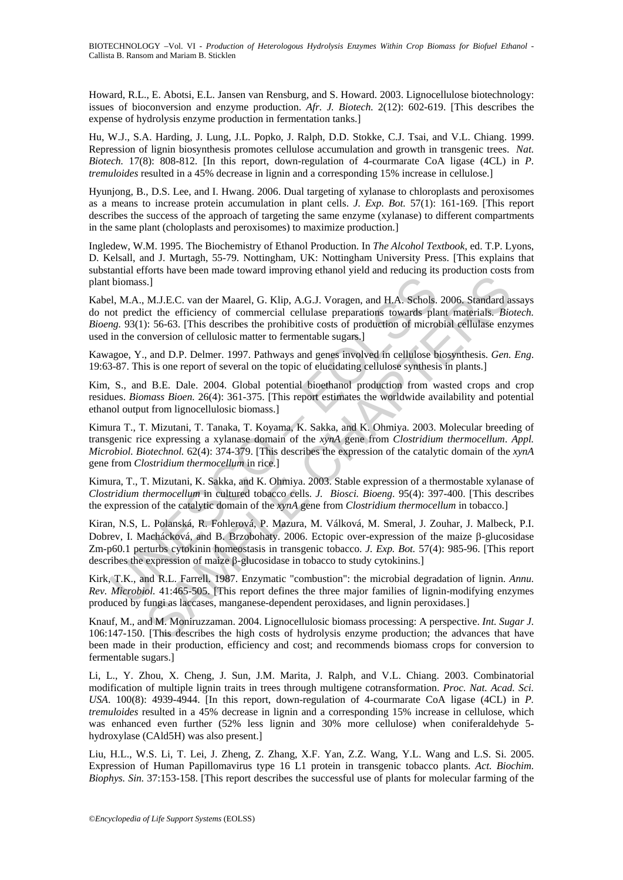Howard, R.L., E. Abotsi, E.L. Jansen van Rensburg, and S. Howard. 2003. Lignocellulose biotechnology: issues of bioconversion and enzyme production. *Afr. J. Biotech.* 2(12): 602-619. [This describes the expense of hydrolysis enzyme production in fermentation tanks.]

Hu, W.J., S.A. Harding, J. Lung, J.L. Popko, J. Ralph, D.D. Stokke, C.J. Tsai, and V.L. Chiang. 1999. Repression of lignin biosynthesis promotes cellulose accumulation and growth in transgenic trees. *Nat. Biotech.* 17(8): 808-812. [In this report, down-regulation of 4-courmarate CoA ligase (4CL) in *P. tremuloides* resulted in a 45% decrease in lignin and a corresponding 15% increase in cellulose.]

Hyunjong, B., D.S. Lee, and I. Hwang. 2006. Dual targeting of xylanase to chloroplasts and peroxisomes as a means to increase protein accumulation in plant cells. *J. Exp. Bot.* 57(1): 161-169. [This report describes the success of the approach of targeting the same enzyme (xylanase) to different compartments in the same plant (choloplasts and peroxisomes) to maximize production.]

Ingledew, W.M. 1995. The Biochemistry of Ethanol Production. In *The Alcohol Textbook*, ed. T.P. Lyons, D. Kelsall, and J. Murtagh, 55-79. Nottingham, UK: Nottingham University Press. [This explains that substantial efforts have been made toward improving ethanol yield and reducing its production costs from plant biomass.]

Kabel, M.A., M.J.E.C. van der Maarel, G. Klip, A.G.J. Voragen, and H.A. Schols. 2006. Standard assays do not predict the efficiency of commercial cellulase preparations towards plant materials. *Biotech. Bioeng.* 93(1): 56-63. [This describes the prohibitive costs of production of microbial cellulase enzymes used in the conversion of cellulosic matter to fermentable sugars.]

Kawagoe, Y., and D.P. Delmer. 1997. Pathways and genes involved in cellulose biosynthesis. *Gen. Eng.* 19:63-87. This is one report of several on the topic of elucidating cellulose synthesis in plants.]

Kim, S., and B.E. Dale. 2004. Global potential bioethanol production from wasted crops and crop residues. *Biomass Bioen.* 26(4): 361-375. [This report estimates the worldwide availability and potential ethanol output from lignocellulosic biomass.]

Kimura T., T. Mizutani, T. Tanaka, T. Koyama, K. Sakka, and K. Ohmiya. 2003. Molecular breeding of transgenic rice expressing a xylanase domain of the *xynA* gene from *Clostridium thermocellum*. *Appl. Microbiol. Biotechnol.* 62(4): 374-379. [This describes the expression of the catalytic domain of the *xynA* gene from *Clostridium thermocellum* in rice.]

Kimura, T., T. Mizutani, K. Sakka, and K. Ohmiya. 2003. Stable expression of a thermostable xylanase of *Clostridium thermocellum* in cultured tobacco cells. *J. Biosci. Bioeng.* 95(4): 397-400. [This describes the expression of the catalytic domain of the *xynA* gene from *Clostridium thermocellum* in tobacco.]

Kiran, N.S, L. Polanská, R. Fohlerová, P. Mazura, M. Válková, M. Smeral, J. Zouhar, J. Malbeck, P.I. Dobrev, I. Machácková, and B. Brzobohaty. 2006. Ectopic over-expression of the maize β-glucosidase Zm-p60.1 perturbs cytokinin homeostasis in transgenic tobacco. *J. Exp. Bot.* 57(4): 985-96. [This report describes the expression of maize β-glucosidase in tobacco to study cytokinins.]

Kirk, T.K., and R.L. Farrell. 1987. Enzymatic "combustion": the microbial degradation of lignin. *Annu. Rev. Microbiol.* 41:465-505. [This report defines the three major families of lignin-modifying enzymes produced by fungi as laccases, manganese-dependent peroxidases, and lignin peroxidases.]

Knauf, M., and M. Moniruzzaman. 2004. Lignocellulosic biomass processing: A perspective. *Int. Sugar J.* 106:147-150. [This describes the high costs of hydrolysis enzyme production; the advances that have been made in their production, efficiency and cost; and recommends biomass crops for conversion to fermentable sugars.]

Li, L., Y. Zhou, X. Cheng, J. Sun, J.M. Marita, J. Ralph, and V.L. Chiang. 2003. Combinatorial modification of multiple lignin traits in trees through multigene cotransformation. *Proc. Nat. Acad. Sci. USA.* 100(8): 4939-4944. [In this report, down-regulation of 4-courmarate CoA ligase (4CL) in *P. tremuloides* resulted in a 45% decrease in lignin and a corresponding 15% increase in cellulose, which was enhanced even further (52% less lignin and 30% more cellulose) when coniferaldehyde 5-hydroxylase (CAld5H) was also present.]

Liu, H.L., W.S. Li, T. Lei, J. Zheng, Z. Zhang, X.F. Yan, Z.Z. Wang, Y.L. Wang and L.S. Si. 2005. Expression of Human Papillomavirus type 16 L1 protein in transgenic tobacco plants. *Act. Biochim. Biophys. Sin.* 37:153-158. [This report describes the successful use of plants for molecular farming of the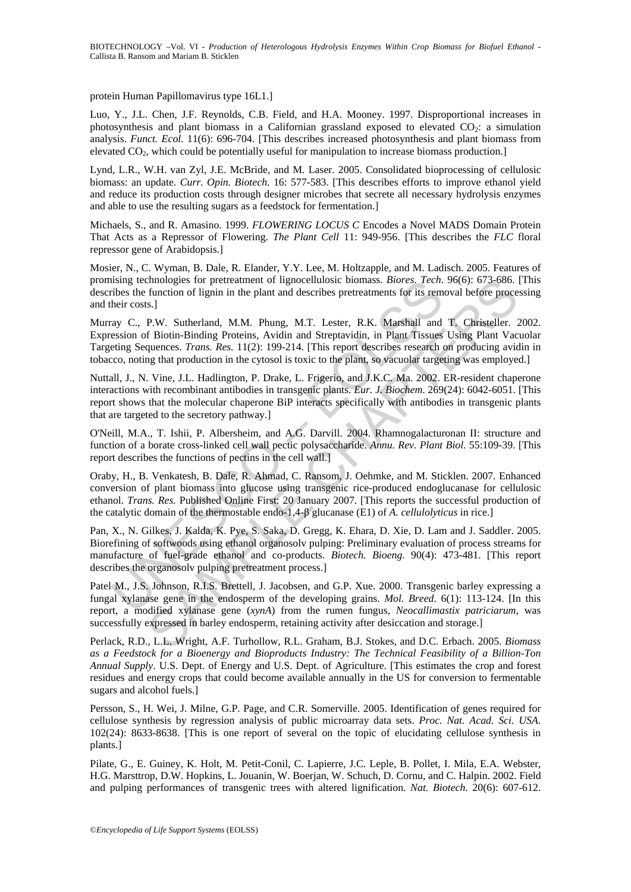protein Human Papillomavirus type 16L1.]

Luo, Y., J.L. Chen, J.F. Reynolds, C.B. Field, and H.A. Mooney. 1997. Disproportional increases in photosynthesis and plant biomass in a Californian grassland exposed to elevated $CO_2$: a simulation analysis. *Funct. Ecol.* 11(6): 696-704. [This describes increased photosynthesis and plant biomass from elevated $CO_2$, which could be potentially useful for manipulation to increase biomass production.]

Lynd, L.R., W.H. van Zyl, J.E. McBride, and M. Laser. 2005. Consolidated bioprocessing of cellulosic biomass: an update. *Curr. Opin. Biotech.* 16: 577-583. [This describes efforts to improve ethanol yield and reduce its production costs through designer microbes that secrete all necessary hydrolysis enzymes and able to use the resulting sugars as a feedstock for fermentation.]

Michaels, S., and R. Amasino. 1999. *FLOWERING LOCUS C* Encodes a Novel MADS Domain Protein That Acts as a Repressor of Flowering. *The Plant Cell* 11: 949-956. [This describes the *FLC* floral repressor gene of Arabidopsis.]

Mosier, N., C. Wyman, B. Dale, R. Elander, Y.Y. Lee, M. Holtzapple, and M. Ladisch. 2005. Features of promising technologies for pretreatment of lignocellulosic biomass. *Biores. Tech.* 96(6): 673-686. [This describes the function of lignin in the plant and describes pretreatments for its removal before processing and their costs.]

Murray C., P.W. Sutherland, M.M. Phung, M.T. Lester, R.K. Marshall and T. Christeller. 2002. Expression of Biotin-Binding Proteins, Avidin and Streptavidin, in Plant Tissues Using Plant Vacuolar Targeting Sequences. *Trans. Res.* 11(2): 199-214. [This report describes research on producing avidin in tobacco, noting that production in the cytosol is toxic to the plant, so vacuolar targeting was employed.]

Nuttall, J., N. Vine, J.L. Hadlington, P. Drake, L. Frigerio, and J.K.C. Ma. 2002. ER-resident chaperone interactions with recombinant antibodies in transgenic plants. *Eur. J. Biochem.* 269(24): 6042-6051. [This report shows that the molecular chaperone BiP interacts specifically with antibodies in transgenic plants that are targeted to the secretory pathway.]

O'Neill, M.A., T. Ishii, P. Albersheim, and A.G. Darvill. 2004. Rhamnogalacturonan II: structure and function of a borate cross-linked cell wall pectic polysaccharide. *Annu. Rev. Plant Biol.* 55:109-39. [This report describes the functions of pectins in the cell wall.]

Oraby, H., B. Venkatesh, B. Dale, R. Ahmad, C. Ransom, J. Oehmke, and M. Sticklen. 2007. Enhanced conversion of plant biomass into glucose using transgenic rice-produced endoglucanase for cellulosic ethanol. *Trans. Res.* Published Online First: 20 January 2007. [This reports the successful production of the catalytic domain of the thermostable endo-1,4-β glucanase (E1) of *A. cellulolyticus* in rice.]

Pan, X., N. Gilkes, J. Kalda, K. Pye, S. Saka, D. Gregg, K. Ehara, D. Xie, D. Lam and J. Saddler. 2005. Biorefining of softwoods using ethanol organosolv pulping: Preliminary evaluation of process streams for manufacture of fuel-grade ethanol and co-products. *Biotech. Bioeng.* 90(4): 473-481. [This report describes the organosolv pulping pretreatment process.]

Patel M., J.S. Johnson, R.I.S. Brettell, J. Jacobsen, and G.P. Xue. 2000. Transgenic barley expressing a fungal xylanase gene in the endosperm of the developing grains. *Mol. Breed.* 6(1): 113-124. [In this report, a modified xylanase gene (*xynA*) from the rumen fungus, *Neocallimastix patriciarum*, was successfully expressed in barley endosperm, retaining activity after desiccation and storage.]

Perlack, R.D., L.L. Wright, A.F. Turhollow, R.L. Graham, B.J. Stokes, and D.C. Erbach. 2005. *Biomass as a Feedstock for a Bioenergy and Bioproducts Industry: The Technical Feasibility of a Billion-Ton Annual Supply*. U.S. Dept. of Energy and U.S. Dept. of Agriculture. [This estimates the crop and forest residues and energy crops that could become available annually in the US for conversion to fermentable sugars and alcohol fuels.]

Persson, S., H. Wei, J. Milne, G.P. Page, and C.R. Somerville. 2005. Identification of genes required for cellulose synthesis by regression analysis of public microarray data sets. *Proc. Nat. Acad. Sci. USA.* 102(24): 8633-8638. [This is one report of several on the topic of elucidating cellulose synthesis in plants.]

Pilate, G., E. Guiney, K. Holt, M. Petit-Conil, C. Lapierre, J.C. Leple, B. Pollet, I. Mila, E.A. Webster, H.G. Marsttrop, D.W. Hopkins, L. Jouanin, W. Boerjan, W. Schuch, D. Cornu, and C. Halpin. 2002. Field and pulping performances of transgenic trees with altered lignification. *Nat. Biotech.* 20(6): 607-612.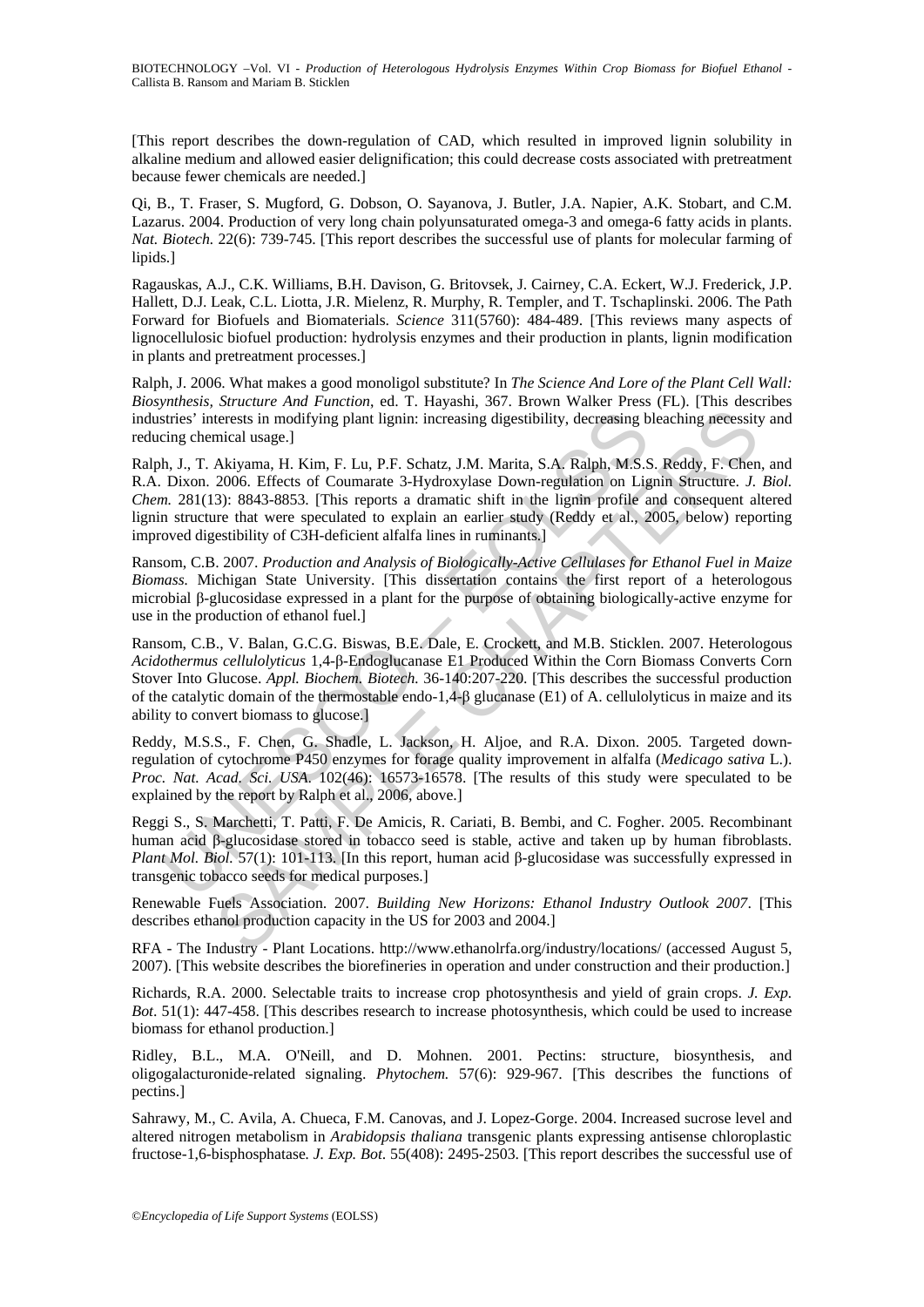[This report describes the down-regulation of CAD, which resulted in improved lignin solubility in alkaline medium and allowed easier delignification; this could decrease costs associated with pretreatment because fewer chemicals are needed.]

Qi, B., T. Fraser, S. Mugford, G. Dobson, O. Sayanova, J. Butler, J.A. Napier, A.K. Stobart, and C.M. Lazarus. 2004. Production of very long chain polyunsaturated omega-3 and omega-6 fatty acids in plants. *Nat. Biotech.* 22(6): 739-745. [This report describes the successful use of plants for molecular farming of lipids.]

Ragauskas, A.J., C.K. Williams, B.H. Davison, G. Britovsek, J. Cairney, C.A. Eckert, W.J. Frederick, J.P. Hallett, D.J. Leak, C.L. Liotta, J.R. Mielenz, R. Murphy, R. Templer, and T. Tschaplinski. 2006. The Path Forward for Biofuels and Biomaterials. *Science* 311(5760): 484-489. [This reviews many aspects of lignocellulosic biofuel production: hydrolysis enzymes and their production in plants, lignin modification in plants and pretreatment processes.]

Ralph, J. 2006. What makes a good monoligol substitute? In *The Science And Lore of the Plant Cell Wall: Biosynthesis, Structure And Function*, ed. T. Hayashi, 367. Brown Walker Press (FL). [This describes industries' interests in modifying plant lignin: increasing digestibility, decreasing bleaching necessity and reducing chemical usage.]

Ralph, J., T. Akiyama, H. Kim, F. Lu, P.F. Schatz, J.M. Marita, S.A. Ralph, M.S.S. Reddy, F. Chen, and R.A. Dixon. 2006. Effects of Coumarate 3-Hydroxylase Down-regulation on Lignin Structure. *J. Biol. Chem.* 281(13): 8843-8853. [This reports a dramatic shift in the lignin profile and consequent altered lignin structure that were speculated to explain an earlier study (Reddy et al., 2005, below) reporting improved digestibility of C3H-deficient alfalfa lines in ruminants.]

Ransom, C.B. 2007. *Production and Analysis of Biologically-Active Cellulases for Ethanol Fuel in Maize Biomass.* Michigan State University. [This dissertation contains the first report of a heterologous microbial β-glucosidase expressed in a plant for the purpose of obtaining biologically-active enzyme for use in the production of ethanol fuel.]

Ransom, C.B., V. Balan, G.C.G. Biswas, B.E. Dale, E. Crockett, and M.B. Sticklen. 2007. Heterologous *Acidothermus cellulolyticus* 1,4-β-Endoglucanase E1 Produced Within the Corn Biomass Converts Corn Stover Into Glucose. *Appl. Biochem. Biotech.* 36-140:207-220. [This describes the successful production of the catalytic domain of the thermostable endo-1,4-β glucanase (E1) of A. cellulolyticus in maize and its ability to convert biomass to glucose.]

Reddy, M.S.S., F. Chen, G. Shadle, L. Jackson, H. Aljoe, and R.A. Dixon. 2005. Targeted down-regulation of cytochrome P450 enzymes for forage quality improvement in alfalfa (*Medicago sativa* L.). *Proc. Nat. Acad. Sci. USA.* 102(46): 16573-16578. [The results of this study were speculated to be explained by the report by Ralph et al., 2006, above.]

Reggi S., S. Marchetti, T. Patti, F. De Amicis, R. Cariati, B. Bembi, and C. Fogher. 2005. Recombinant human acid β-glucosidase stored in tobacco seed is stable, active and taken up by human fibroblasts. *Plant Mol. Biol.* 57(1): 101-113. [In this report, human acid β-glucosidase was successfully expressed in transgenic tobacco seeds for medical purposes.]

Renewable Fuels Association. 2007. *Building New Horizons: Ethanol Industry Outlook 2007*. [This describes ethanol production capacity in the US for 2003 and 2004.]

RFA - The Industry - Plant Locations. http://www.ethanolrfa.org/industry/locations/ (accessed August 5, 2007). [This website describes the biorefineries in operation and under construction and their production.]

Richards, R.A. 2000. Selectable traits to increase crop photosynthesis and yield of grain crops. *J. Exp. Bot*. 51(1): 447-458. [This describes research to increase photosynthesis, which could be used to increase biomass for ethanol production.]

Ridley, B.L., M.A. O'Neill, and D. Mohnen. 2001. Pectins: structure, biosynthesis, and oligogalacturonide-related signaling. *Phytochem.* 57(6): 929-967. [This describes the functions of pectins.]

Sahrawy, M., C. Avila, A. Chueca, F.M. Canovas, and J. Lopez-Gorge. 2004. Increased sucrose level and altered nitrogen metabolism in *Arabidopsis thaliana* transgenic plants expressing antisense chloroplastic fructose-1,6-bisphosphatase*. J. Exp. Bot*. 55(408): 2495-2503. [This report describes the successful use of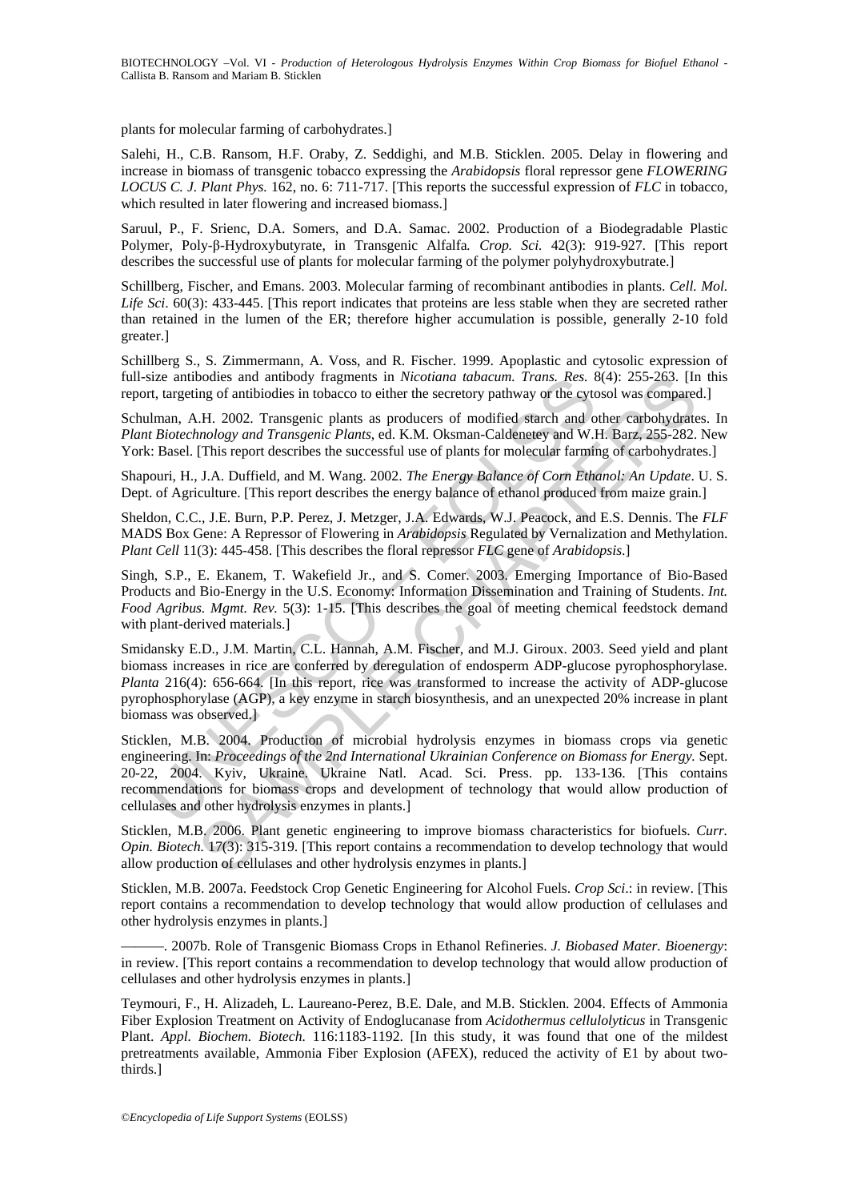plants for molecular farming of carbohydrates.]

Salehi, H., C.B. Ransom, H.F. Oraby, Z. Seddighi, and M.B. Sticklen. 2005. Delay in flowering and increase in biomass of transgenic tobacco expressing the *Arabidopsis* floral repressor gene *FLOWERING LOCUS C. J. Plant Phys.* 162, no. 6: 711-717. [This reports the successful expression of *FLC* in tobacco, which resulted in later flowering and increased biomass.]

Saruul, P., F. Srienc, D.A. Somers, and D.A. Samac. 2002. Production of a Biodegradable Plastic Polymer, Poly-β-Hydroxybutyrate, in Transgenic Alfalfa*. Crop. Sci.* 42(3): 919-927. [This report describes the successful use of plants for molecular farming of the polymer polyhydroxybutrate.]

Schillberg, Fischer, and Emans. 2003. Molecular farming of recombinant antibodies in plants. *Cell. Mol. Life Sci*. 60(3): 433-445. [This report indicates that proteins are less stable when they are secreted rather than retained in the lumen of the ER; therefore higher accumulation is possible, generally 2-10 fold greater.]

Schillberg S., S. Zimmermann, A. Voss, and R. Fischer. 1999. Apoplastic and cytosolic expression of full-size antibodies and antibody fragments in *Nicotiana tabacum. Trans. Res.* 8(4): 255-263. [In this report, targeting of antibiodies in tobacco to either the secretory pathway or the cytosol was compared.]

Schulman, A.H. 2002. Transgenic plants as producers of modified starch and other carbohydrates. In *Plant Biotechnology and Transgenic Plants*, ed. K.M. Oksman-Caldenetey and W.H. Barz, 255-282. New York: Basel. [This report describes the successful use of plants for molecular farming of carbohydrates.]

Shapouri, H., J.A. Duffield, and M. Wang. 2002. *The Energy Balance of Corn Ethanol: An Update*. U. S. Dept. of Agriculture. [This report describes the energy balance of ethanol produced from maize grain.]

Sheldon, C.C., J.E. Burn, P.P. Perez, J. Metzger, J.A. Edwards, W.J. Peacock, and E.S. Dennis. The *FLF* MADS Box Gene: A Repressor of Flowering in *Arabidopsis* Regulated by Vernalization and Methylation. *Plant Cell* 11(3): 445-458. [This describes the floral repressor *FLC* gene of *Arabidopsis*.]

Singh, S.P., E. Ekanem, T. Wakefield Jr., and S. Comer. 2003. Emerging Importance of Bio-Based Products and Bio-Energy in the U.S. Economy: Information Dissemination and Training of Students. *Int. Food Agribus. Mgmt. Rev.* 5(3): 1-15. [This describes the goal of meeting chemical feedstock demand with plant-derived materials.]

Smidansky E.D., J.M. Martin, C.L. Hannah, A.M. Fischer, and M.J. Giroux. 2003. Seed yield and plant biomass increases in rice are conferred by deregulation of endosperm ADP-glucose pyrophosphorylase. *Planta* 216(4): 656-664. [In this report, rice was transformed to increase the activity of ADP-glucose pyrophosphorylase (AGP), a key enzyme in starch biosynthesis, and an unexpected 20% increase in plant biomass was observed.]

Sticklen, M.B. 2004. Production of microbial hydrolysis enzymes in biomass crops via genetic engineering. In: *Proceedings of the 2nd International Ukrainian Conference on Biomass for Energy.* Sept. 20-22, 2004. Kyiv, Ukraine. Ukraine Natl. Acad. Sci. Press. pp. 133-136. [This contains recommendations for biomass crops and development of technology that would allow production of cellulases and other hydrolysis enzymes in plants.]

Sticklen, M.B. 2006. Plant genetic engineering to improve biomass characteristics for biofuels. *Curr. Opin. Biotech.* 17(3): 315-319. [This report contains a recommendation to develop technology that would allow production of cellulases and other hydrolysis enzymes in plants.]

Sticklen, M.B. 2007a. Feedstock Crop Genetic Engineering for Alcohol Fuels. *Crop Sci*.: in review. [This report contains a recommendation to develop technology that would allow production of cellulases and other hydrolysis enzymes in plants.]

———. 2007b. Role of Transgenic Biomass Crops in Ethanol Refineries. *J. Biobased Mater. Bioenergy*: in review. [This report contains a recommendation to develop technology that would allow production of cellulases and other hydrolysis enzymes in plants.]

Teymouri, F., H. Alizadeh, L. Laureano-Perez, B.E. Dale, and M.B. Sticklen. 2004. Effects of Ammonia Fiber Explosion Treatment on Activity of Endoglucanase from *Acidothermus cellulolyticus* in Transgenic Plant. *Appl. Biochem. Biotech.* 116:1183-1192. [In this study, it was found that one of the mildest pretreatments available, Ammonia Fiber Explosion (AFEX), reduced the activity of E1 by about two-thirds.]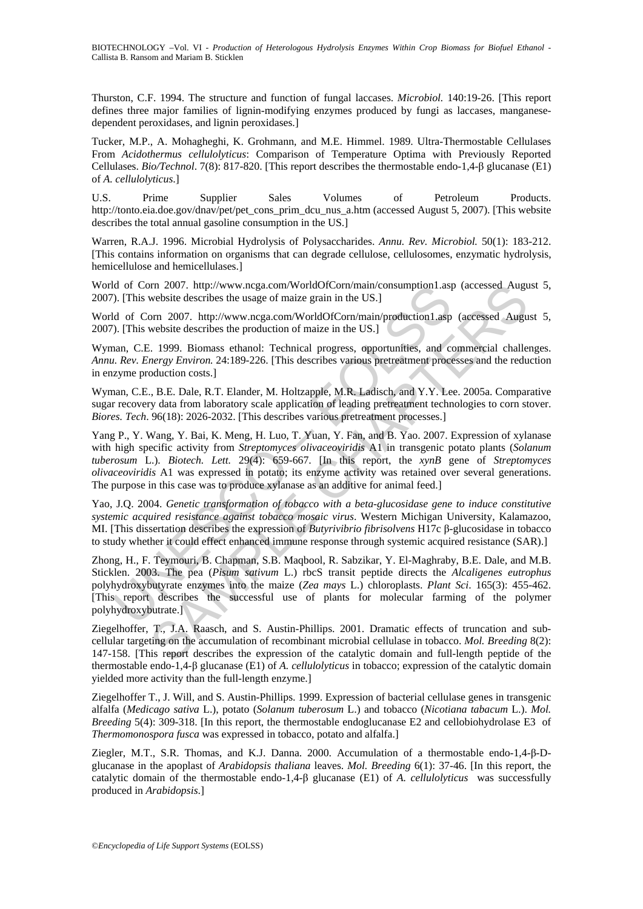Thurston, C.F. 1994. The structure and function of fungal laccases. *Microbiol.* 140:19-26. [This report defines three major families of lignin-modifying enzymes produced by fungi as laccases, manganese-dependent peroxidases, and lignin peroxidases.]

Tucker, M.P., A. Mohagheghi, K. Grohmann, and M.E. Himmel. 1989. Ultra-Thermostable Cellulases From *Acidothermus cellulolyticus*: Comparison of Temperature Optima with Previously Reported Cellulases. *Bio/Technol*. 7(8): 817-820. [This report describes the thermostable endo-1,4-β glucanase (E1) of *A. cellulolyticus*.]

U.S. Prime Supplier Sales Volumes of Petroleum Products. http://tonto.eia.doe.gov/dnav/pet/pet_cons_prim_dcu_nus_a.htm (accessed August 5, 2007). [This website describes the total annual gasoline consumption in the US.]

Warren, R.A.J. 1996. Microbial Hydrolysis of Polysaccharides. *Annu. Rev. Microbiol.* 50(1): 183-212. [This contains information on organisms that can degrade cellulose, cellulosomes, enzymatic hydrolysis, hemicellulose and hemicellulases.]

World of Corn 2007. http://www.ncga.com/WorldOfCorn/main/consumption1.asp (accessed August 5, 2007). [This website describes the usage of maize grain in the US.]

World of Corn 2007. http://www.ncga.com/WorldOfCorn/main/production1.asp (accessed August 5, 2007). [This website describes the production of maize in the US.]

Wyman, C.E. 1999. Biomass ethanol: Technical progress, opportunities, and commercial challenges. *Annu. Rev. Energy Environ.* 24:189-226. [This describes various pretreatment processes and the reduction in enzyme production costs.]

Wyman, C.E., B.E. Dale, R.T. Elander, M. Holtzapple, M.R. Ladisch, and Y.Y. Lee. 2005a. Comparative sugar recovery data from laboratory scale application of leading pretreatment technologies to corn stover. *Biores. Tech*. 96(18): 2026-2032. [This describes various pretreatment processes.]

Yang P., Y. Wang, Y. Bai, K. Meng, H. Luo, T. Yuan, Y. Fan, and B. Yao. 2007. Expression of xylanase with high specific activity from *Streptomyces olivaceoviridis* A1 in transgenic potato plants (*Solanum tuberosum* L.). *Biotech. Lett.* 29(4): 659-667. [In this report, the *xynB* gene of *Streptomyces olivaceoviridis* A1 was expressed in potato; its enzyme activity was retained over several generations. The purpose in this case was to produce xylanase as an additive for animal feed.]

Yao, J.Q. 2004. *Genetic transformation of tobacco with a beta-glucosidase gene to induce constitutive systemic acquired resistance against tobacco mosaic virus*. Western Michigan University, Kalamazoo, MI. [This dissertation describes the expression of *Butyrivibrio fibrisolvens* H17c β-glucosidase in tobacco to study whether it could effect enhanced immune response through systemic acquired resistance (SAR).]

Zhong, H., F. Teymouri, B. Chapman, S.B. Maqbool, R. Sabzikar, Y. El-Maghraby, B.E. Dale, and M.B. Sticklen. 2003. The pea (*Pisum sativum* L.) rbcS transit peptide directs the *Alcaligenes eutrophus* polyhydroxybutyrate enzymes into the maize (*Zea mays* L.) chloroplasts. *Plant Sci*. 165(3): 455-462. [This report describes the successful use of plants for molecular farming of the polymer polyhydroxybutrate.]

Ziegelhoffer, T., J.A. Raasch, and S. Austin-Phillips. 2001. Dramatic effects of truncation and sub-cellular targeting on the accumulation of recombinant microbial cellulase in tobacco. *Mol. Breeding* 8(2): 147-158. [This report describes the expression of the catalytic domain and full-length peptide of the thermostable endo-1,4-β glucanase (E1) of *A. cellulolyticus* in tobacco; expression of the catalytic domain yielded more activity than the full-length enzyme.]

Ziegelhoffer T., J. Will, and S. Austin-Phillips. 1999. Expression of bacterial cellulase genes in transgenic alfalfa (*Medicago sativa* L.), potato (*Solanum tuberosum* L.) and tobacco (*Nicotiana tabacum* L.). *Mol. Breeding* 5(4): 309-318. [In this report, the thermostable endoglucanase E2 and cellobiohydrolase E3 of *Thermomonospora fusca* was expressed in tobacco, potato and alfalfa.]

Ziegler, M.T., S.R. Thomas, and K.J. Danna. 2000. Accumulation of a thermostable endo-1,4-β-D-glucanase in the apoplast of *Arabidopsis thaliana* leaves. *Mol. Breeding* 6(1): 37-46. [In this report, the catalytic domain of the thermostable endo-1,4-β glucanase (E1) of *A. cellulolyticus* was successfully produced in *Arabidopsis*.]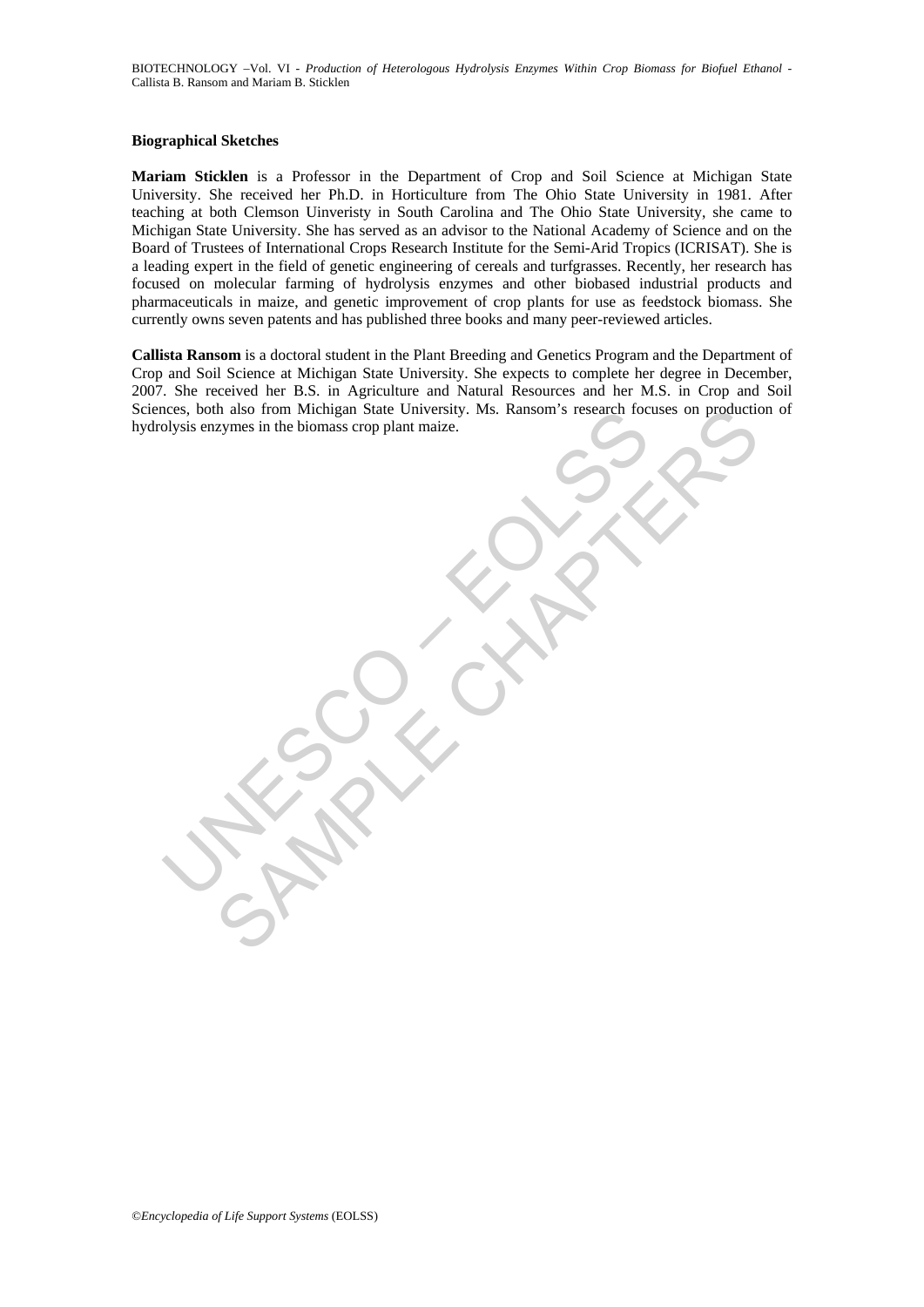**Biographical Sketches**

**Mariam Sticklen** is a Professor in the Department of Crop and Soil Science at Michigan State University. She received her Ph.D. in Horticulture from The Ohio State University in 1981. After teaching at both Clemson Uinveristy in South Carolina and The Ohio State University, she came to Michigan State University. She has served as an advisor to the National Academy of Science and on the Board of Trustees of International Crops Research Institute for the Semi-Arid Tropics (ICRISAT). She is a leading expert in the field of genetic engineering of cereals and turfgrasses. Recently, her research has focused on molecular farming of hydrolysis enzymes and other biobased industrial products and pharmaceuticals in maize, and genetic improvement of crop plants for use as feedstock biomass. She currently owns seven patents and has published three books and many peer-reviewed articles.

**Callista Ransom** is a doctoral student in the Plant Breeding and Genetics Program and the Department of Crop and Soil Science at Michigan State University. She expects to complete her degree in December, 2007. She received her B.S. in Agriculture and Natural Resources and her M.S. in Crop and Soil Sciences, both also from Michigan State University. Ms. Ransom's research focuses on production of hydrolysis enzymes in the biomass crop plant maize.